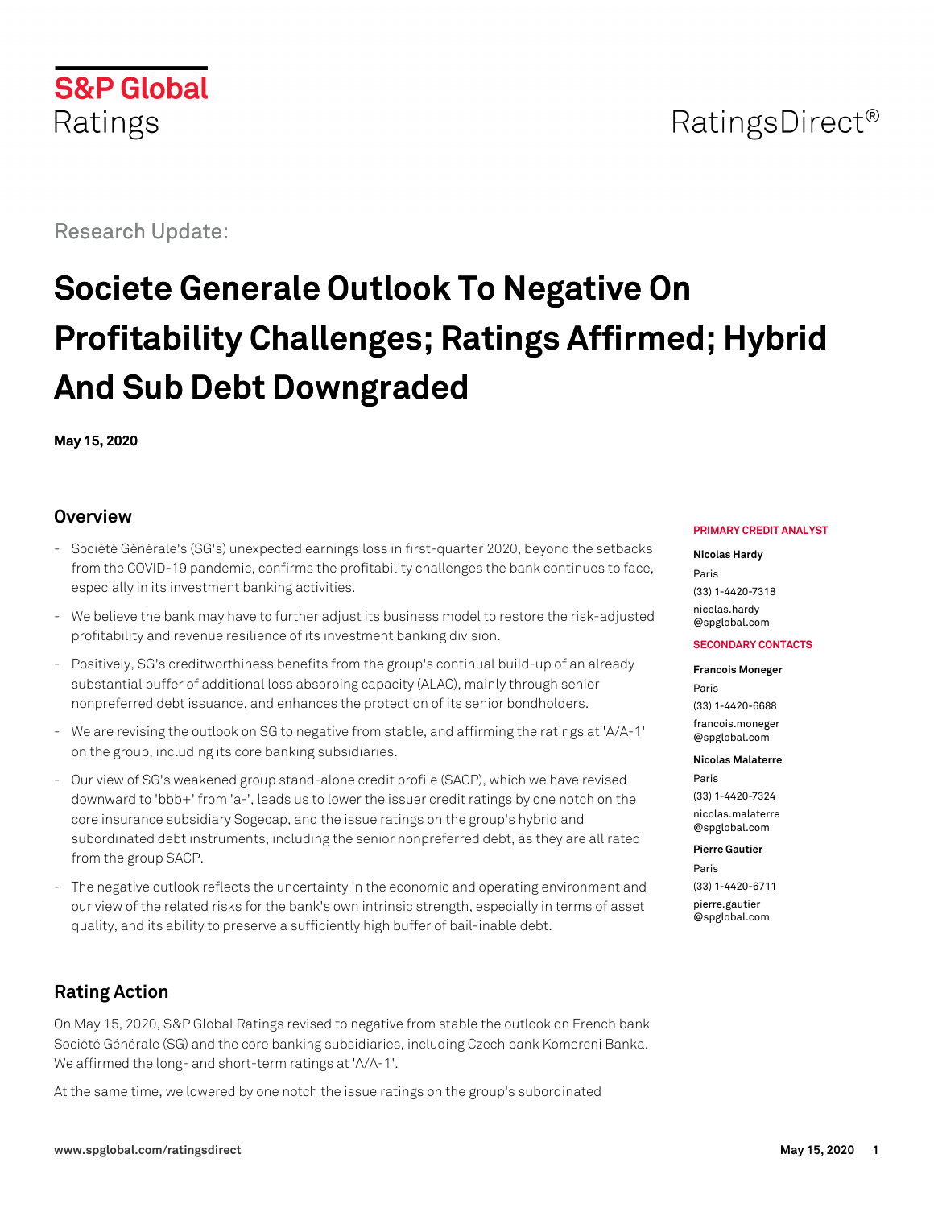S&P Global Ratings

RatingsDirect®

Research Update:

# Societe Generale Outlook To Negative On Profitability Challenges; Ratings Affirmed; Hybrid And Sub Debt Downgraded

**May 15, 2020**

## Overview

- Société Générale's (SG's) unexpected earnings loss in first-quarter 2020, beyond the setbacks from the COVID-19 pandemic, confirms the profitability challenges the bank continues to face, especially in its investment banking activities.
- We believe the bank may have to further adjust its business model to restore the risk-adjusted profitability and revenue resilience of its investment banking division.
- Positively, SG's creditworthiness benefits from the group's continual build-up of an already substantial buffer of additional loss absorbing capacity (ALAC), mainly through senior nonpreferred debt issuance, and enhances the protection of its senior bondholders.
- We are revising the outlook on SG to negative from stable, and affirming the ratings at 'A/A-1' on the group, including its core banking subsidiaries.
- Our view of SG's weakened group stand-alone credit profile (SACP), which we have revised downward to 'bbb+' from 'a-', leads us to lower the issuer credit ratings by one notch on the core insurance subsidiary Sogecap, and the issue ratings on the group's hybrid and subordinated debt instruments, including the senior nonpreferred debt, as they are all rated from the group SACP.
- The negative outlook reflects the uncertainty in the economic and operating environment and our view of the related risks for the bank's own intrinsic strength, especially in terms of asset quality, and its ability to preserve a sufficiently high buffer of bail-inable debt.

**PRIMARY CREDIT ANALYST**

**Nicolas Hardy**
Paris
(33) 1-4420-7318
nicolas.hardy
@spglobal.com

**SECONDARY CONTACTS**

**Francois Moneger**
Paris
(33) 1-4420-6688
francois.moneger
@spglobal.com

**Nicolas Malaterre**
Paris
(33) 1-4420-7324
nicolas.malaterre
@spglobal.com

**Pierre Gautier**
Paris
(33) 1-4420-6711
pierre.gautier
@spglobal.com

## Rating Action

On May 15, 2020, S&P Global Ratings revised to negative from stable the outlook on French bank Société Générale (SG) and the core banking subsidiaries, including Czech bank Komercni Banka. We affirmed the long- and short-term ratings at 'A/A-1'.

At the same time, we lowered by one notch the issue ratings on the group's subordinated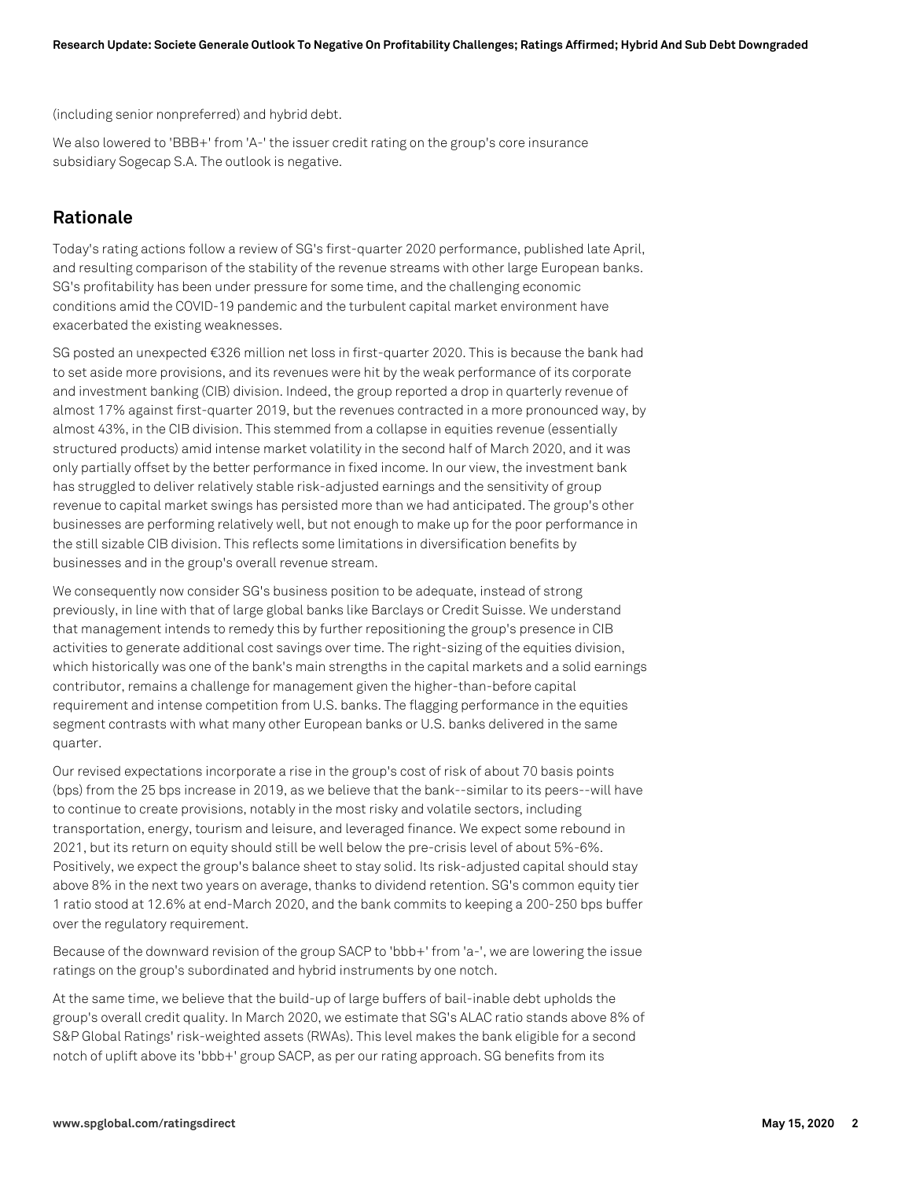(including senior nonpreferred) and hybrid debt.

We also lowered to 'BBB+' from 'A-' the issuer credit rating on the group's core insurance subsidiary Sogecap S.A. The outlook is negative.

## Rationale

Today's rating actions follow a review of SG's first-quarter 2020 performance, published late April, and resulting comparison of the stability of the revenue streams with other large European banks. SG's profitability has been under pressure for some time, and the challenging economic conditions amid the COVID-19 pandemic and the turbulent capital market environment have exacerbated the existing weaknesses.

SG posted an unexpected €326 million net loss in first-quarter 2020. This is because the bank had to set aside more provisions, and its revenues were hit by the weak performance of its corporate and investment banking (CIB) division. Indeed, the group reported a drop in quarterly revenue of almost 17% against first-quarter 2019, but the revenues contracted in a more pronounced way, by almost 43%, in the CIB division. This stemmed from a collapse in equities revenue (essentially structured products) amid intense market volatility in the second half of March 2020, and it was only partially offset by the better performance in fixed income. In our view, the investment bank has struggled to deliver relatively stable risk-adjusted earnings and the sensitivity of group revenue to capital market swings has persisted more than we had anticipated. The group's other businesses are performing relatively well, but not enough to make up for the poor performance in the still sizable CIB division. This reflects some limitations in diversification benefits by businesses and in the group's overall revenue stream.

We consequently now consider SG's business position to be adequate, instead of strong previously, in line with that of large global banks like Barclays or Credit Suisse. We understand that management intends to remedy this by further repositioning the group's presence in CIB activities to generate additional cost savings over time. The right-sizing of the equities division, which historically was one of the bank's main strengths in the capital markets and a solid earnings contributor, remains a challenge for management given the higher-than-before capital requirement and intense competition from U.S. banks. The flagging performance in the equities segment contrasts with what many other European banks or U.S. banks delivered in the same quarter.

Our revised expectations incorporate a rise in the group's cost of risk of about 70 basis points (bps) from the 25 bps increase in 2019, as we believe that the bank--similar to its peers--will have to continue to create provisions, notably in the most risky and volatile sectors, including transportation, energy, tourism and leisure, and leveraged finance. We expect some rebound in 2021, but its return on equity should still be well below the pre-crisis level of about 5%-6%. Positively, we expect the group's balance sheet to stay solid. Its risk-adjusted capital should stay above 8% in the next two years on average, thanks to dividend retention. SG's common equity tier 1 ratio stood at 12.6% at end-March 2020, and the bank commits to keeping a 200-250 bps buffer over the regulatory requirement.

Because of the downward revision of the group SACP to 'bbb+' from 'a-', we are lowering the issue ratings on the group's subordinated and hybrid instruments by one notch.

At the same time, we believe that the build-up of large buffers of bail-inable debt upholds the group's overall credit quality. In March 2020, we estimate that SG's ALAC ratio stands above 8% of S&P Global Ratings' risk-weighted assets (RWAs). This level makes the bank eligible for a second notch of uplift above its 'bbb+' group SACP, as per our rating approach. SG benefits from its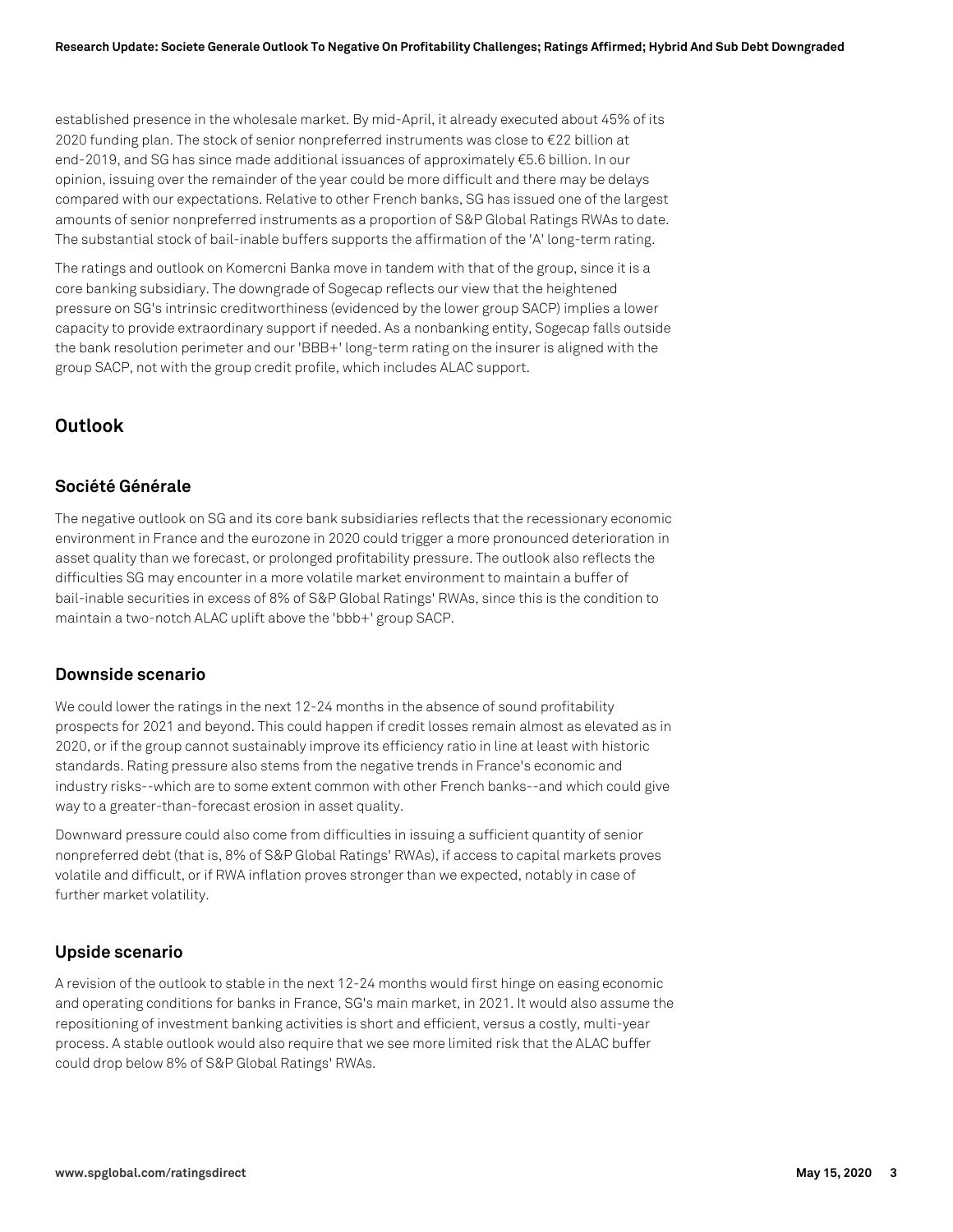established presence in the wholesale market. By mid-April, it already executed about 45% of its 2020 funding plan. The stock of senior nonpreferred instruments was close to €22 billion at end-2019, and SG has since made additional issuances of approximately €5.6 billion. In our opinion, issuing over the remainder of the year could be more difficult and there may be delays compared with our expectations. Relative to other French banks, SG has issued one of the largest amounts of senior nonpreferred instruments as a proportion of S&P Global Ratings RWAs to date. The substantial stock of bail-inable buffers supports the affirmation of the 'A' long-term rating.

The ratings and outlook on Komercni Banka move in tandem with that of the group, since it is a core banking subsidiary. The downgrade of Sogecap reflects our view that the heightened pressure on SG's intrinsic creditworthiness (evidenced by the lower group SACP) implies a lower capacity to provide extraordinary support if needed. As a nonbanking entity, Sogecap falls outside the bank resolution perimeter and our 'BBB+' long-term rating on the insurer is aligned with the group SACP, not with the group credit profile, which includes ALAC support.

## Outlook

### Société Générale

The negative outlook on SG and its core bank subsidiaries reflects that the recessionary economic environment in France and the eurozone in 2020 could trigger a more pronounced deterioration in asset quality than we forecast, or prolonged profitability pressure. The outlook also reflects the difficulties SG may encounter in a more volatile market environment to maintain a buffer of bail-inable securities in excess of 8% of S&P Global Ratings' RWAs, since this is the condition to maintain a two-notch ALAC uplift above the 'bbb+' group SACP.

### Downside scenario

We could lower the ratings in the next 12-24 months in the absence of sound profitability prospects for 2021 and beyond. This could happen if credit losses remain almost as elevated as in 2020, or if the group cannot sustainably improve its efficiency ratio in line at least with historic standards. Rating pressure also stems from the negative trends in France's economic and industry risks--which are to some extent common with other French banks--and which could give way to a greater-than-forecast erosion in asset quality.

Downward pressure could also come from difficulties in issuing a sufficient quantity of senior nonpreferred debt (that is, 8% of S&P Global Ratings' RWAs), if access to capital markets proves volatile and difficult, or if RWA inflation proves stronger than we expected, notably in case of further market volatility.

### Upside scenario

A revision of the outlook to stable in the next 12-24 months would first hinge on easing economic and operating conditions for banks in France, SG's main market, in 2021. It would also assume the repositioning of investment banking activities is short and efficient, versus a costly, multi-year process. A stable outlook would also require that we see more limited risk that the ALAC buffer could drop below 8% of S&P Global Ratings' RWAs.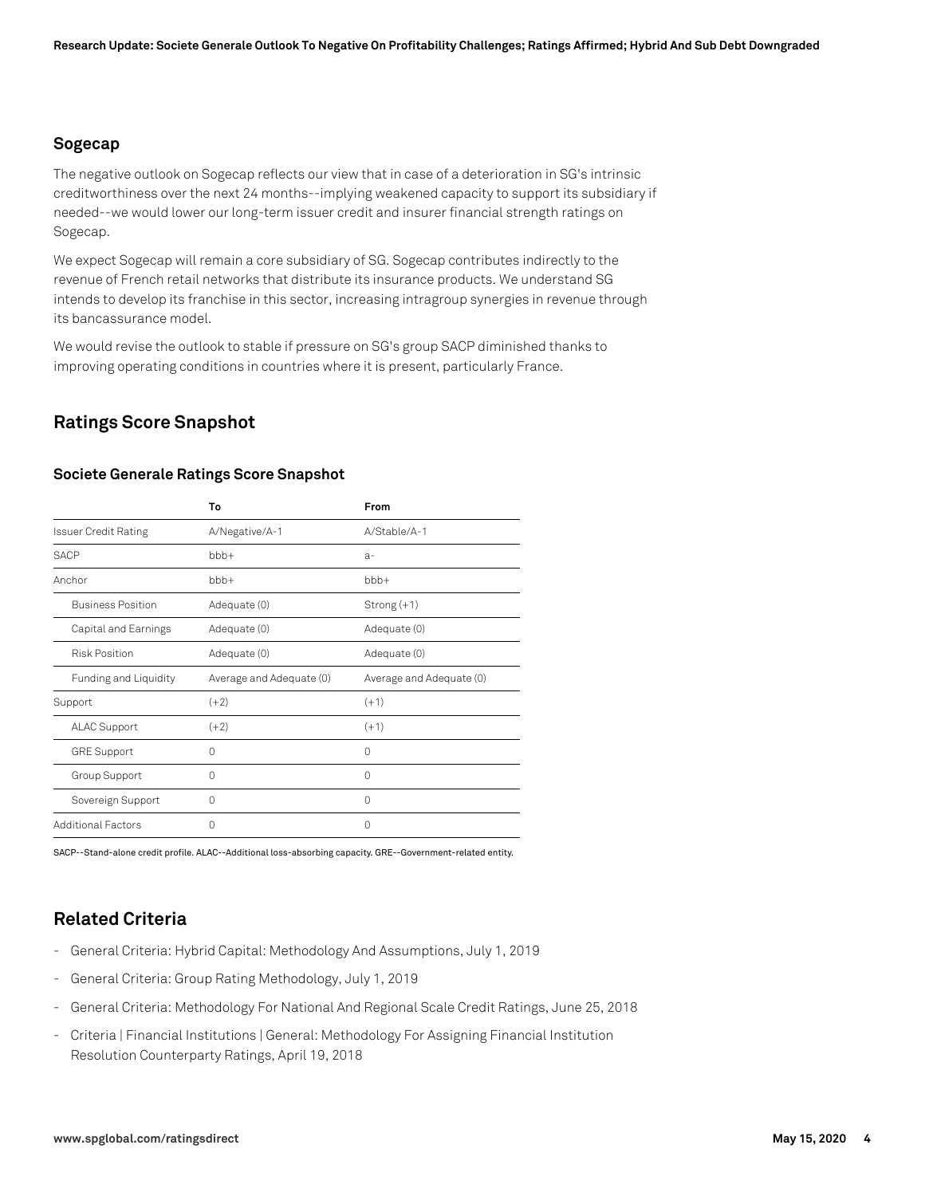### Sogecap

The negative outlook on Sogecap reflects our view that in case of a deterioration in SG's intrinsic creditworthiness over the next 24 months--implying weakened capacity to support its subsidiary if needed--we would lower our long-term issuer credit and insurer financial strength ratings on Sogecap.

We expect Sogecap will remain a core subsidiary of SG. Sogecap contributes indirectly to the revenue of French retail networks that distribute its insurance products. We understand SG intends to develop its franchise in this sector, increasing intragroup synergies in revenue through its bancassurance model.

We would revise the outlook to stable if pressure on SG's group SACP diminished thanks to improving operating conditions in countries where it is present, particularly France.

## Ratings Score Snapshot

### Societe Generale Ratings Score Snapshot

| | To | From |
|---|---|---|
| Issuer Credit Rating | A/Negative/A-1 | A/Stable/A-1 |
| SACP | bbb+ | a- |
| Anchor | bbb+ | bbb+ |
| Business Position | Adequate (0) | Strong (+1) |
| Capital and Earnings | Adequate (0) | Adequate (0) |
| Risk Position | Adequate (0) | Adequate (0) |
| Funding and Liquidity | Average and Adequate (0) | Average and Adequate (0) |
| Support | (+2) | (+1) |
| ALAC Support | (+2) | (+1) |
| GRE Support | 0 | 0 |
| Group Support | 0 | 0 |
| Sovereign Support | 0 | 0 |
| Additional Factors | 0 | 0 |

SACP--Stand-alone credit profile. ALAC--Additional loss-absorbing capacity. GRE--Government-related entity.

## Related Criteria

- General Criteria: Hybrid Capital: Methodology And Assumptions, July 1, 2019
- General Criteria: Group Rating Methodology, July 1, 2019
- General Criteria: Methodology For National And Regional Scale Credit Ratings, June 25, 2018
- Criteria | Financial Institutions | General: Methodology For Assigning Financial Institution Resolution Counterparty Ratings, April 19, 2018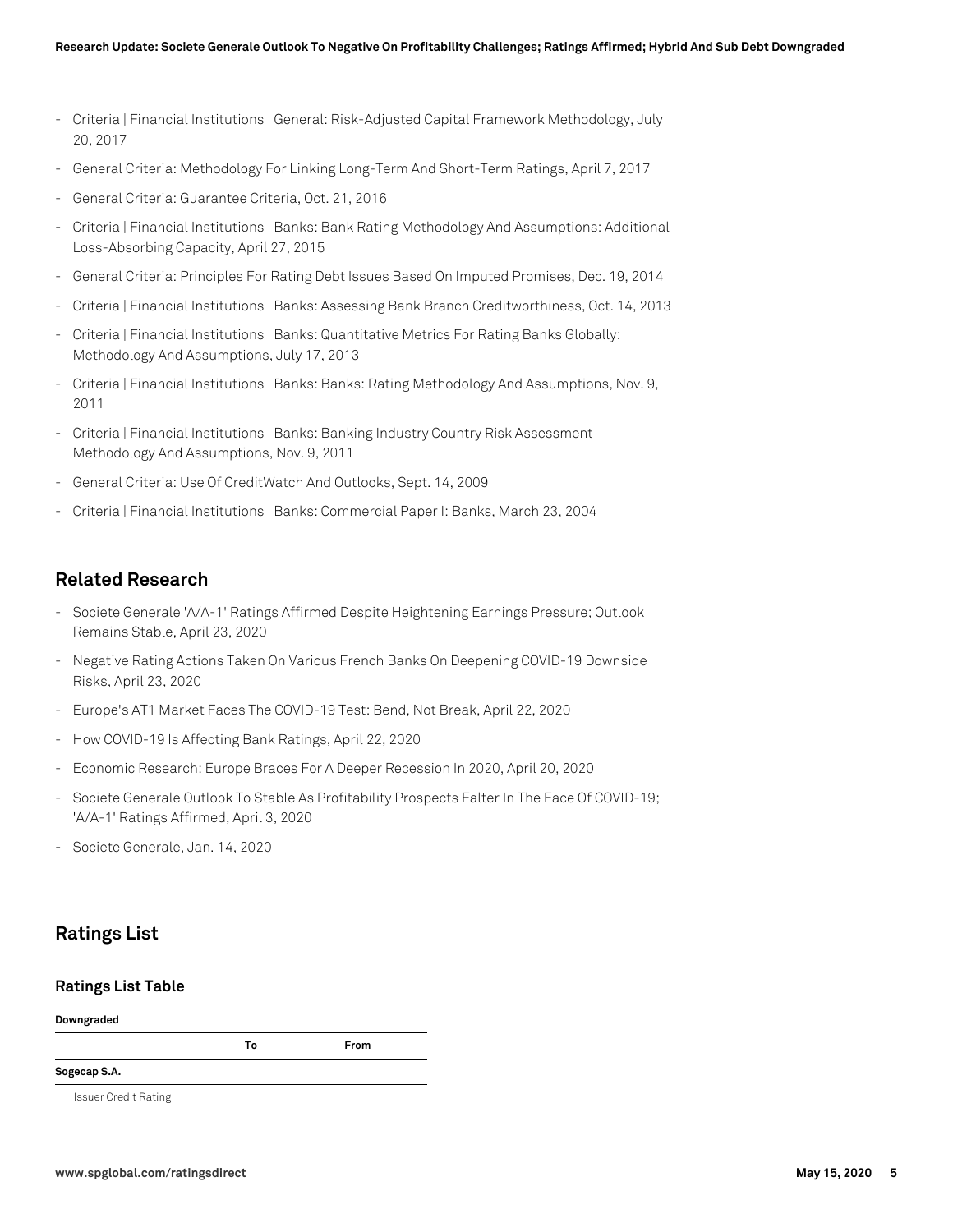- Criteria | Financial Institutions | General: Risk-Adjusted Capital Framework Methodology, July 20, 2017
- General Criteria: Methodology For Linking Long-Term And Short-Term Ratings, April 7, 2017
- General Criteria: Guarantee Criteria, Oct. 21, 2016
- Criteria | Financial Institutions | Banks: Bank Rating Methodology And Assumptions: Additional Loss-Absorbing Capacity, April 27, 2015
- General Criteria: Principles For Rating Debt Issues Based On Imputed Promises, Dec. 19, 2014
- Criteria | Financial Institutions | Banks: Assessing Bank Branch Creditworthiness, Oct. 14, 2013
- Criteria | Financial Institutions | Banks: Quantitative Metrics For Rating Banks Globally: Methodology And Assumptions, July 17, 2013
- Criteria | Financial Institutions | Banks: Banks: Rating Methodology And Assumptions, Nov. 9, 2011
- Criteria | Financial Institutions | Banks: Banking Industry Country Risk Assessment Methodology And Assumptions, Nov. 9, 2011
- General Criteria: Use Of CreditWatch And Outlooks, Sept. 14, 2009
- Criteria | Financial Institutions | Banks: Commercial Paper I: Banks, March 23, 2004

## Related Research

- Societe Generale 'A/A-1' Ratings Affirmed Despite Heightening Earnings Pressure; Outlook Remains Stable, April 23, 2020
- Negative Rating Actions Taken On Various French Banks On Deepening COVID-19 Downside Risks, April 23, 2020
- Europe's AT1 Market Faces The COVID-19 Test: Bend, Not Break, April 22, 2020
- How COVID-19 Is Affecting Bank Ratings, April 22, 2020
- Economic Research: Europe Braces For A Deeper Recession In 2020, April 20, 2020
- Societe Generale Outlook To Stable As Profitability Prospects Falter In The Face Of COVID-19; 'A/A-1' Ratings Affirmed, April 3, 2020
- Societe Generale, Jan. 14, 2020

## Ratings List

### Ratings List Table

**Downgraded**

| | To | From |
|---|---|---|
| **Sogecap S.A.** | | |
| Issuer Credit Rating | | |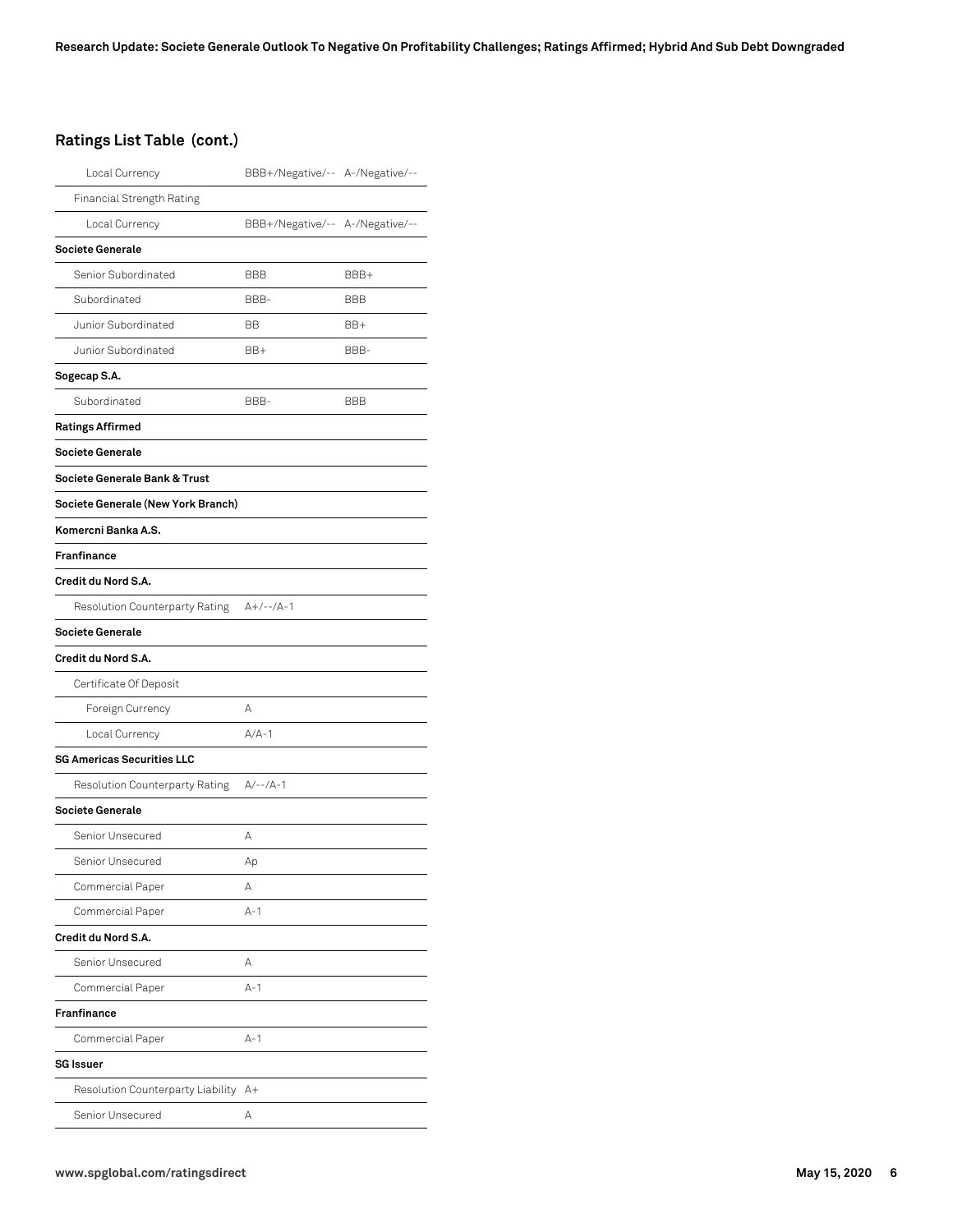## Ratings List Table (cont.)

| | | |
|---|---|---|
| Local Currency | BBB+/Negative/-- | A-/Negative/-- |
| Financial Strength Rating | | |
| Local Currency | BBB+/Negative/-- | A-/Negative/-- |
| **Societe Generale** | | |
| Senior Subordinated | BBB | BBB+ |
| Subordinated | BBB- | BBB |
| Junior Subordinated | BB | BB+ |
| Junior Subordinated | BB+ | BBB- |
| **Sogecap S.A.** | | |
| Subordinated | BBB- | BBB |
| **Ratings Affirmed** | | |
| **Societe Generale** | | |
| **Societe Generale Bank & Trust** | | |
| **Societe Generale (New York Branch)** | | |
| **Komercni Banka A.S.** | | |
| **Franfinance** | | |
| **Credit du Nord S.A.** | | |
| Resolution Counterparty Rating | A+/--/A-1 | |
| **Societe Generale** | | |
| **Credit du Nord S.A.** | | |
| Certificate Of Deposit | | |
| Foreign Currency | A | |
| Local Currency | A/A-1 | |
| **SG Americas Securities LLC** | | |
| Resolution Counterparty Rating | A/--/A-1 | |
| **Societe Generale** | | |
| Senior Unsecured | A | |
| Senior Unsecured | Ap | |
| Commercial Paper | A | |
| Commercial Paper | A-1 | |
| **Credit du Nord S.A.** | | |
| Senior Unsecured | A | |
| Commercial Paper | A-1 | |
| **Franfinance** | | |
| Commercial Paper | A-1 | |
| **SG Issuer** | | |
| Resolution Counterparty Liability | A+ | |
| Senior Unsecured | A | |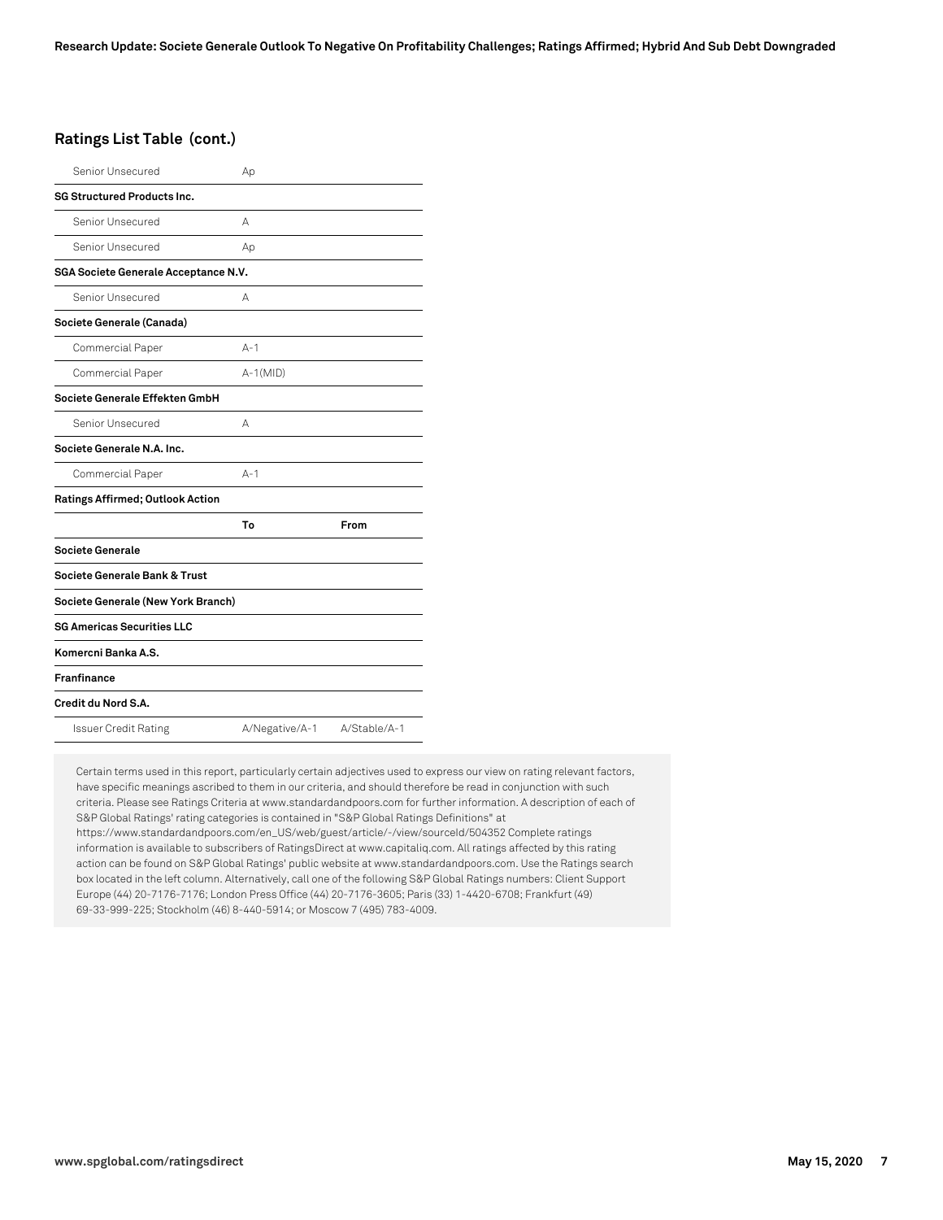## Ratings List Table (cont.)

| | | |
|---|---|---|
| Senior Unsecured | Ap | |
| **SG Structured Products Inc.** | | |
| Senior Unsecured | A | |
| Senior Unsecured | Ap | |
| **SGA Societe Generale Acceptance N.V.** | | |
| Senior Unsecured | A | |
| **Societe Generale (Canada)** | | |
| Commercial Paper | A-1 | |
| Commercial Paper | A-1(MID) | |
| **Societe Generale Effekten GmbH** | | |
| Senior Unsecured | A | |
| **Societe Generale N.A. Inc.** | | |
| Commercial Paper | A-1 | |
| **Ratings Affirmed; Outlook Action** | | |
| | **To** | **From** |
| **Societe Generale** | | |
| **Societe Generale Bank & Trust** | | |
| **Societe Generale (New York Branch)** | | |
| **SG Americas Securities LLC** | | |
| **Komercni Banka A.S.** | | |
| **Franfinance** | | |
| **Credit du Nord S.A.** | | |
| Issuer Credit Rating | A/Negative/A-1 | A/Stable/A-1 |

Certain terms used in this report, particularly certain adjectives used to express our view on rating relevant factors, have specific meanings ascribed to them in our criteria, and should therefore be read in conjunction with such criteria. Please see Ratings Criteria at www.standardandpoors.com for further information. A description of each of S&P Global Ratings' rating categories is contained in "S&P Global Ratings Definitions" at https://www.standardandpoors.com/en_US/web/guest/article/-/view/sourceId/504352 Complete ratings information is available to subscribers of RatingsDirect at www.capitaliq.com. All ratings affected by this rating action can be found on S&P Global Ratings' public website at www.standardandpoors.com. Use the Ratings search box located in the left column. Alternatively, call one of the following S&P Global Ratings numbers: Client Support Europe (44) 20-7176-7176; London Press Office (44) 20-7176-3605; Paris (33) 1-4420-6708; Frankfurt (49) 69-33-999-225; Stockholm (46) 8-440-5914; or Moscow 7 (495) 783-4009.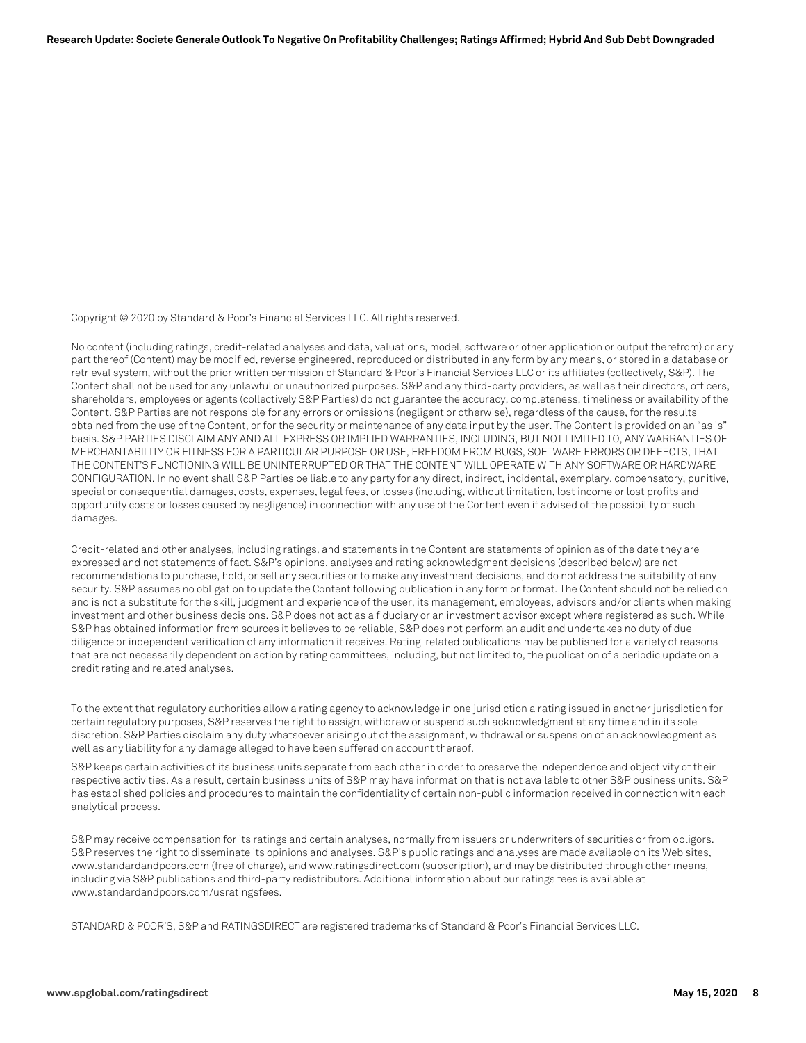Copyright © 2020 by Standard & Poor's Financial Services LLC. All rights reserved.

No content (including ratings, credit-related analyses and data, valuations, model, software or other application or output therefrom) or any part thereof (Content) may be modified, reverse engineered, reproduced or distributed in any form by any means, or stored in a database or retrieval system, without the prior written permission of Standard & Poor's Financial Services LLC or its affiliates (collectively, S&P). The Content shall not be used for any unlawful or unauthorized purposes. S&P and any third-party providers, as well as their directors, officers, shareholders, employees or agents (collectively S&P Parties) do not guarantee the accuracy, completeness, timeliness or availability of the Content. S&P Parties are not responsible for any errors or omissions (negligent or otherwise), regardless of the cause, for the results obtained from the use of the Content, or for the security or maintenance of any data input by the user. The Content is provided on an "as is" basis. S&P PARTIES DISCLAIM ANY AND ALL EXPRESS OR IMPLIED WARRANTIES, INCLUDING, BUT NOT LIMITED TO, ANY WARRANTIES OF MERCHANTABILITY OR FITNESS FOR A PARTICULAR PURPOSE OR USE, FREEDOM FROM BUGS, SOFTWARE ERRORS OR DEFECTS, THAT THE CONTENT'S FUNCTIONING WILL BE UNINTERRUPTED OR THAT THE CONTENT WILL OPERATE WITH ANY SOFTWARE OR HARDWARE CONFIGURATION. In no event shall S&P Parties be liable to any party for any direct, indirect, incidental, exemplary, compensatory, punitive, special or consequential damages, costs, expenses, legal fees, or losses (including, without limitation, lost income or lost profits and opportunity costs or losses caused by negligence) in connection with any use of the Content even if advised of the possibility of such damages.

Credit-related and other analyses, including ratings, and statements in the Content are statements of opinion as of the date they are expressed and not statements of fact. S&P's opinions, analyses and rating acknowledgment decisions (described below) are not recommendations to purchase, hold, or sell any securities or to make any investment decisions, and do not address the suitability of any security. S&P assumes no obligation to update the Content following publication in any form or format. The Content should not be relied on and is not a substitute for the skill, judgment and experience of the user, its management, employees, advisors and/or clients when making investment and other business decisions. S&P does not act as a fiduciary or an investment advisor except where registered as such. While S&P has obtained information from sources it believes to be reliable, S&P does not perform an audit and undertakes no duty of due diligence or independent verification of any information it receives. Rating-related publications may be published for a variety of reasons that are not necessarily dependent on action by rating committees, including, but not limited to, the publication of a periodic update on a credit rating and related analyses.

To the extent that regulatory authorities allow a rating agency to acknowledge in one jurisdiction a rating issued in another jurisdiction for certain regulatory purposes, S&P reserves the right to assign, withdraw or suspend such acknowledgment at any time and in its sole discretion. S&P Parties disclaim any duty whatsoever arising out of the assignment, withdrawal or suspension of an acknowledgment as well as any liability for any damage alleged to have been suffered on account thereof.

S&P keeps certain activities of its business units separate from each other in order to preserve the independence and objectivity of their respective activities. As a result, certain business units of S&P may have information that is not available to other S&P business units. S&P has established policies and procedures to maintain the confidentiality of certain non-public information received in connection with each analytical process.

S&P may receive compensation for its ratings and certain analyses, normally from issuers or underwriters of securities or from obligors. S&P reserves the right to disseminate its opinions and analyses. S&P's public ratings and analyses are made available on its Web sites, www.standardandpoors.com (free of charge), and www.ratingsdirect.com (subscription), and may be distributed through other means, including via S&P publications and third-party redistributors. Additional information about our ratings fees is available at www.standardandpoors.com/usratingsfees.

STANDARD & POOR'S, S&P and RATINGSDIRECT are registered trademarks of Standard & Poor's Financial Services LLC.